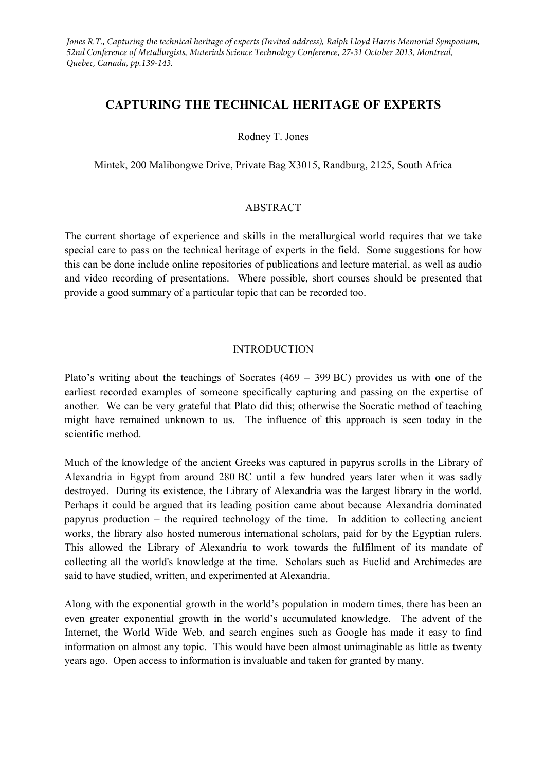*Jones R.T., Capturing the technical heritage of experts (Invited address), Ralph Lloyd Harris Memorial Symposium, 52nd Conference of Metallurgists, Materials Science Technology Conference, 27-31 October 2013, Montreal, Quebec, Canada, pp.139-143.*

# CAPTURING THE TECHNICAL HERITAGE OF EXPERTS

Rodney T. Jones

Mintek, 200 Malibongwe Drive, Private Bag X3015, Randburg, 2125, South Africa

## ABSTRACT

The current shortage of experience and skills in the metallurgical world requires that we take special care to pass on the technical heritage of experts in the field. Some suggestions for how this can be done include online repositories of publications and lecture material, as well as audio and video recording of presentations. Where possible, short courses should be presented that provide a good summary of a particular topic that can be recorded too.

## INTRODUCTION

Plato's writing about the teachings of Socrates (469 – 399 BC) provides us with one of the earliest recorded examples of someone specifically capturing and passing on the expertise of another. We can be very grateful that Plato did this; otherwise the Socratic method of teaching might have remained unknown to us. The influence of this approach is seen today in the scientific method.

Much of the knowledge of the ancient Greeks was captured in papyrus scrolls in the Library of Alexandria in Egypt from around 280 BC until a few hundred years later when it was sadly destroyed. During its existence, the Library of Alexandria was the largest library in the world. Perhaps it could be argued that its leading position came about because Alexandria dominated papyrus production – the required technology of the time. In addition to collecting ancient works, the library also hosted numerous international scholars, paid for by the Egyptian rulers. This allowed the Library of Alexandria to work towards the fulfilment of its mandate of collecting all the world's knowledge at the time. Scholars such as Euclid and Archimedes are said to have studied, written, and experimented at Alexandria.

Along with the exponential growth in the world's population in modern times, there has been an even greater exponential growth in the world's accumulated knowledge. The advent of the Internet, the World Wide Web, and search engines such as Google has made it easy to find information on almost any topic. This would have been almost unimaginable as little as twenty years ago. Open access to information is invaluable and taken for granted by many.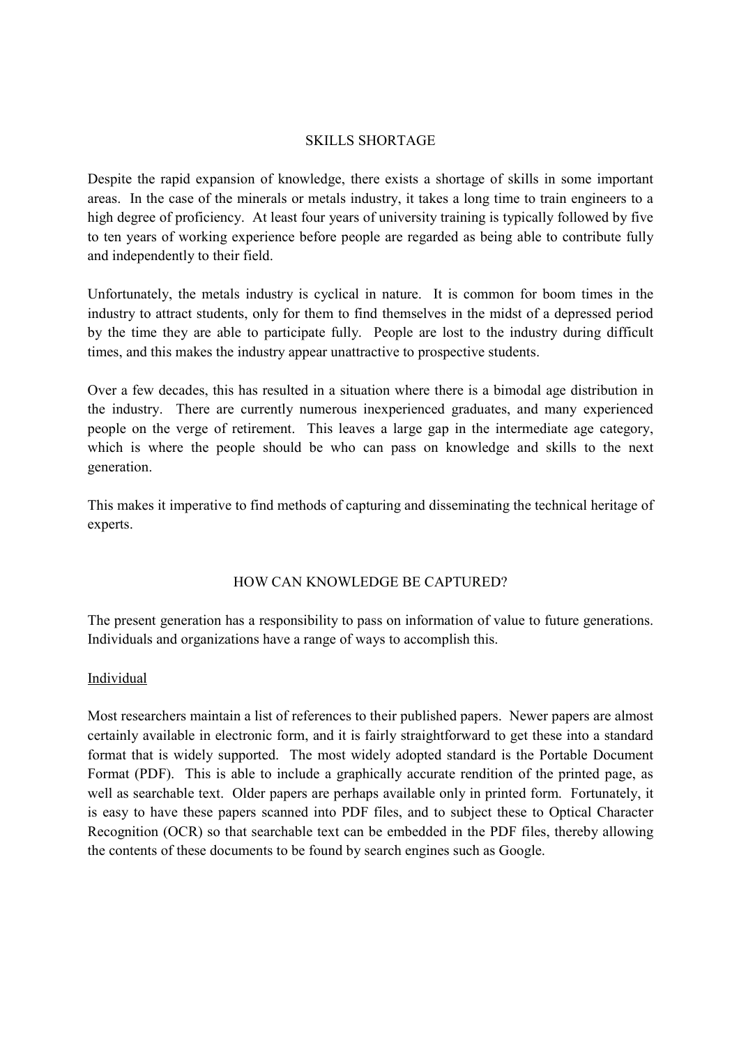## SKILLS SHORTAGE

Despite the rapid expansion of knowledge, there exists a shortage of skills in some important areas. In the case of the minerals or metals industry, it takes a long time to train engineers to a high degree of proficiency. At least four years of university training is typically followed by five to ten years of working experience before people are regarded as being able to contribute fully and independently to their field.

Unfortunately, the metals industry is cyclical in nature. It is common for boom times in the industry to attract students, only for them to find themselves in the midst of a depressed period by the time they are able to participate fully. People are lost to the industry during difficult times, and this makes the industry appear unattractive to prospective students.

Over a few decades, this has resulted in a situation where there is a bimodal age distribution in the industry. There are currently numerous inexperienced graduates, and many experienced people on the verge of retirement. This leaves a large gap in the intermediate age category, which is where the people should be who can pass on knowledge and skills to the next generation.

This makes it imperative to find methods of capturing and disseminating the technical heritage of experts.

## HOW CAN KNOWLEDGE BE CAPTURED?

The present generation has a responsibility to pass on information of value to future generations. Individuals and organizations have a range of ways to accomplish this.

### Individual

Most researchers maintain a list of references to their published papers. Newer papers are almost certainly available in electronic form, and it is fairly straightforward to get these into a standard format that is widely supported. The most widely adopted standard is the Portable Document Format (PDF). This is able to include a graphically accurate rendition of the printed page, as well as searchable text. Older papers are perhaps available only in printed form. Fortunately, it is easy to have these papers scanned into PDF files, and to subject these to Optical Character Recognition (OCR) so that searchable text can be embedded in the PDF files, thereby allowing the contents of these documents to be found by search engines such as Google.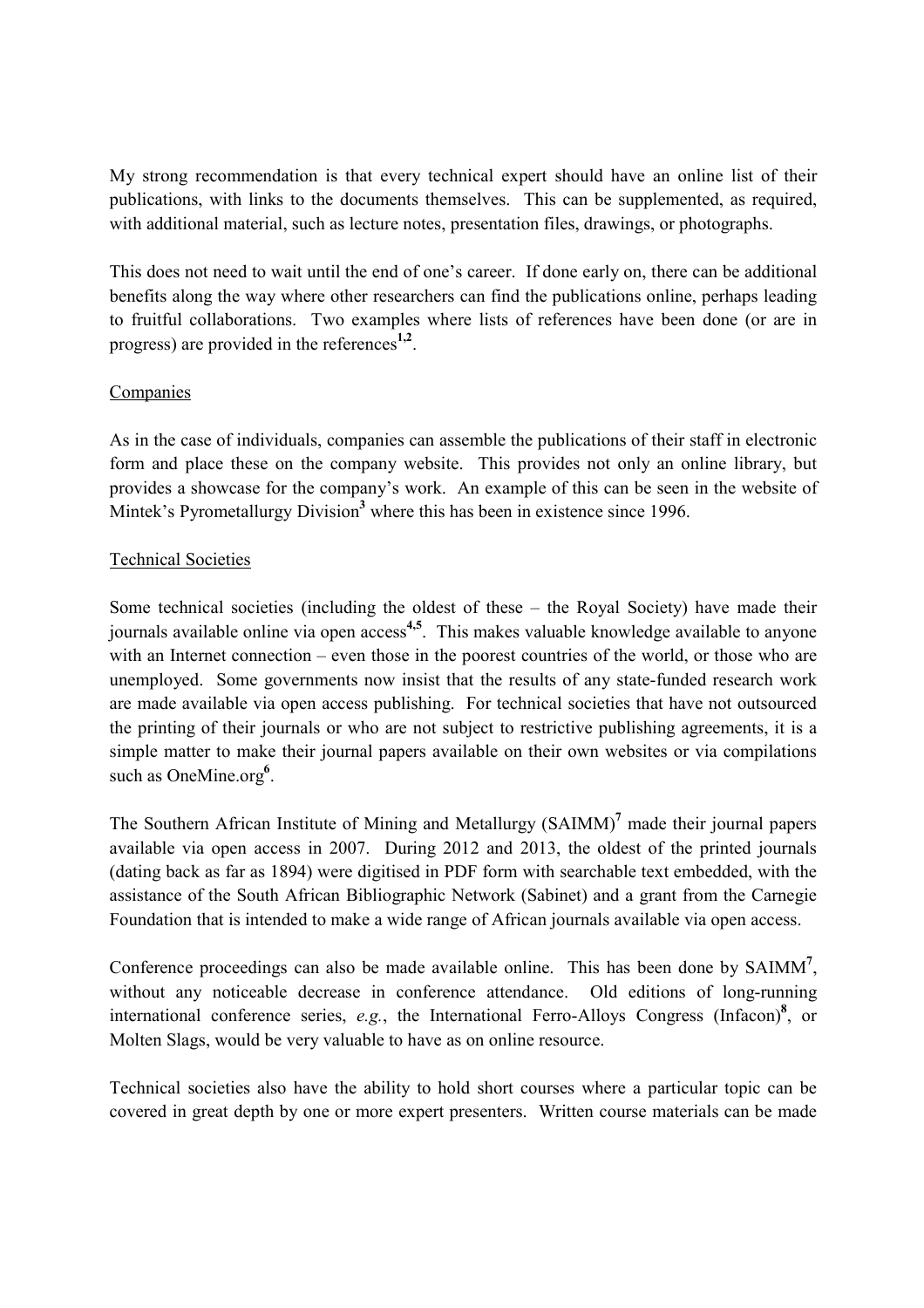My strong recommendation is that every technical expert should have an online list of their publications, with links to the documents themselves. This can be supplemented, as required, with additional material, such as lecture notes, presentation files, drawings, or photographs.

This does not need to wait until the end of one's career. If done early on, there can be additional benefits along the way where other researchers can find the publications online, perhaps leading to fruitful collaborations. Two examples where lists of references have been done (or are in progress) are provided in the references[1,2].

Companies

As in the case of individuals, companies can assemble the publications of their staff in electronic form and place these on the company website. This provides not only an online library, but provides a showcase for the company's work. An example of this can be seen in the website of Mintek's Pyrometallurgy Division[3] where this has been in existence since 1996.

Technical Societies

Some technical societies (including the oldest of these – the Royal Society) have made their journals available online via open access[4,5]. This makes valuable knowledge available to anyone with an Internet connection – even those in the poorest countries of the world, or those who are unemployed. Some governments now insist that the results of any state-funded research work are made available via open access publishing. For technical societies that have not outsourced the printing of their journals or who are not subject to restrictive publishing agreements, it is a simple matter to make their journal papers available on their own websites or via compilations such as OneMine.org[6].

The Southern African Institute of Mining and Metallurgy (SAIMM)[7] made their journal papers available via open access in 2007. During 2012 and 2013, the oldest of the printed journals (dating back as far as 1894) were digitised in PDF form with searchable text embedded, with the assistance of the South African Bibliographic Network (Sabinet) and a grant from the Carnegie Foundation that is intended to make a wide range of African journals available via open access.

Conference proceedings can also be made available online. This has been done by SAIMM[7], without any noticeable decrease in conference attendance. Old editions of long-running international conference series, *e.g.*, the International Ferro-Alloys Congress (Infacon)[8], or Molten Slags, would be very valuable to have as on online resource.

Technical societies also have the ability to hold short courses where a particular topic can be covered in great depth by one or more expert presenters. Written course materials can be made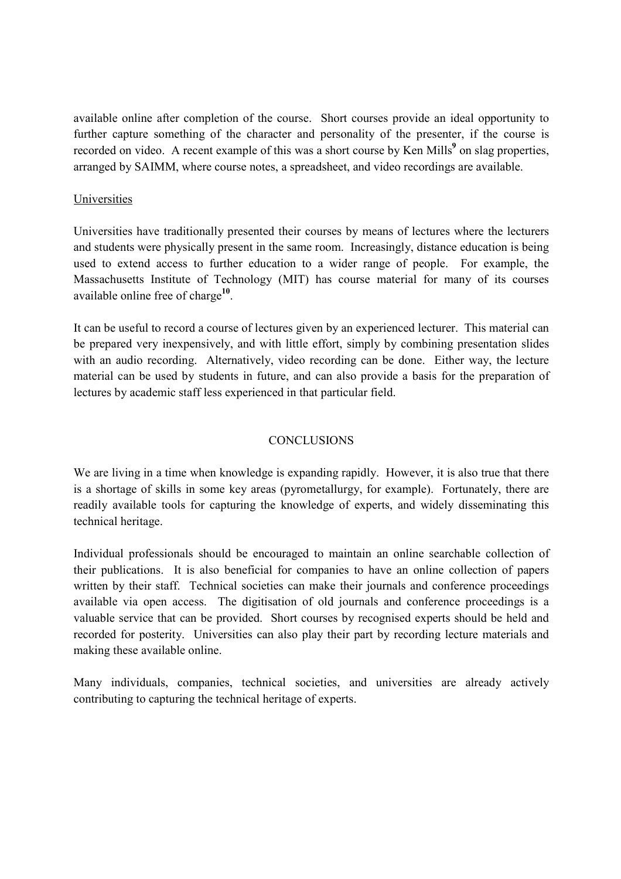available online after completion of the course. Short courses provide an ideal opportunity to further capture something of the character and personality of the presenter, if the course is recorded on video. A recent example of this was a short course by Ken Mills[9] on slag properties, arranged by SAIMM, where course notes, a spreadsheet, and video recordings are available.

### Universities

Universities have traditionally presented their courses by means of lectures where the lecturers and students were physically present in the same room. Increasingly, distance education is being used to extend access to further education to a wider range of people. For example, the Massachusetts Institute of Technology (MIT) has course material for many of its courses available online free of charge[10].

It can be useful to record a course of lectures given by an experienced lecturer. This material can be prepared very inexpensively, and with little effort, simply by combining presentation slides with an audio recording. Alternatively, video recording can be done. Either way, the lecture material can be used by students in future, and can also provide a basis for the preparation of lectures by academic staff less experienced in that particular field.

## CONCLUSIONS

We are living in a time when knowledge is expanding rapidly. However, it is also true that there is a shortage of skills in some key areas (pyrometallurgy, for example). Fortunately, there are readily available tools for capturing the knowledge of experts, and widely disseminating this technical heritage.

Individual professionals should be encouraged to maintain an online searchable collection of their publications. It is also beneficial for companies to have an online collection of papers written by their staff. Technical societies can make their journals and conference proceedings available via open access. The digitisation of old journals and conference proceedings is a valuable service that can be provided. Short courses by recognised experts should be held and recorded for posterity. Universities can also play their part by recording lecture materials and making these available online.

Many individuals, companies, technical societies, and universities are already actively contributing to capturing the technical heritage of experts.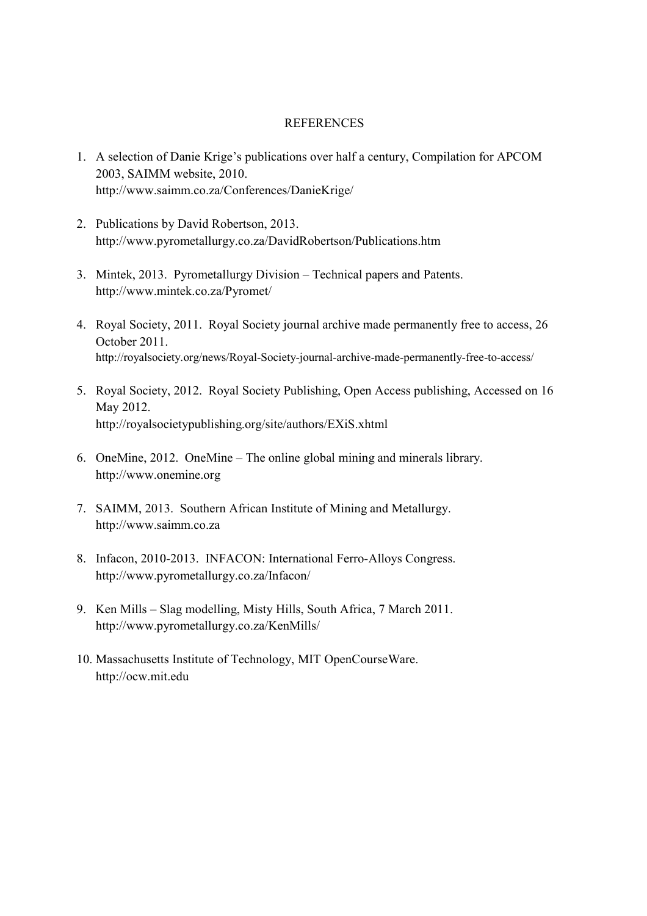# REFERENCES

1. A selection of Danie Krige's publications over half a century, Compilation for APCOM 2003, SAIMM website, 2010.
   http://www.saimm.co.za/Conferences/DanieKrige/

2. Publications by David Robertson, 2013.
   http://www.pyrometallurgy.co.za/DavidRobertson/Publications.htm

3. Mintek, 2013. Pyrometallurgy Division – Technical papers and Patents.
   http://www.mintek.co.za/Pyromet/

4. Royal Society, 2011. Royal Society journal archive made permanently free to access, 26 October 2011.
   http://royalsociety.org/news/Royal-Society-journal-archive-made-permanently-free-to-access/

5. Royal Society, 2012. Royal Society Publishing, Open Access publishing, Accessed on 16 May 2012.
   http://royalsocietypublishing.org/site/authors/EXiS.xhtml

6. OneMine, 2012. OneMine – The online global mining and minerals library.
   http://www.onemine.org

7. SAIMM, 2013. Southern African Institute of Mining and Metallurgy.
   http://www.saimm.co.za

8. Infacon, 2010-2013. INFACON: International Ferro-Alloys Congress.
   http://www.pyrometallurgy.co.za/Infacon/

9. Ken Mills – Slag modelling, Misty Hills, South Africa, 7 March 2011.
   http://www.pyrometallurgy.co.za/KenMills/

10. Massachusetts Institute of Technology, MIT OpenCourseWare.
    http://ocw.mit.edu